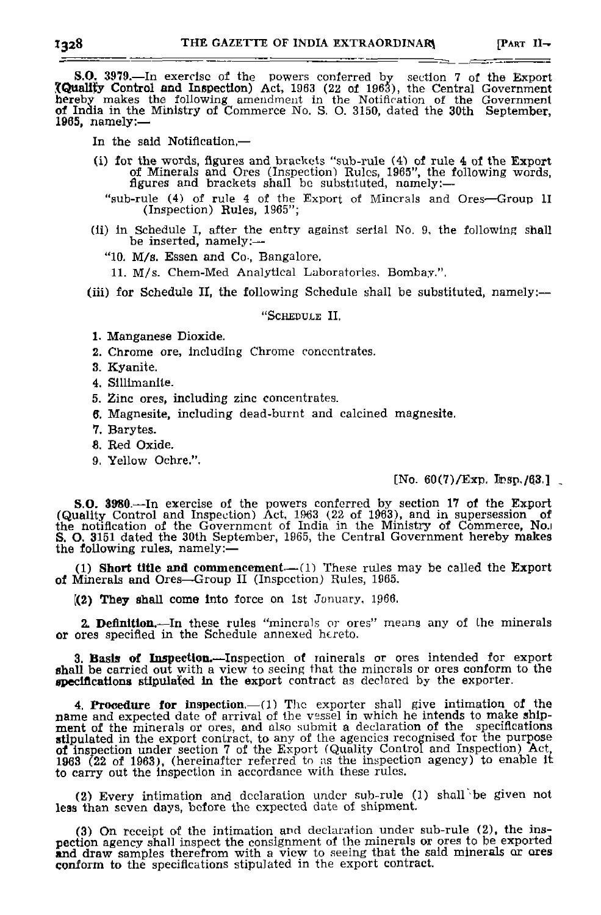**S.O. 3979.**—In exercise of the powers conferred by section 7 of the Export (Quality Control and Inspection) Act, 1963 (22 of 1963), the Central Government hereby makes the following amendment in the Notification of the Government of India in the Ministry of Commerce No. S. O. 3150, dated the 30th September, 1965, namely:—

In the said Notification,—

(i) for the words, figures and brackets "sub-rule (4) of rule 4 of the Export of Minerals and Ores (Inspection) Rules, 1965", the following words, figures and brackets shall be substituted, namely:—

"sub-rule (4) of rule 4 of the Export of Minerals and Ores—Group II (Inspection) Rules, 1965";

(ii) in Schedule I, after the entry against serial No. 9, the following shall be inserted, namely:—

"10. M/s. Essen and Co., Bangalore.

11. M/s. Chem-Med Analytical Laboratories, Bombay.".

(iii) for Schedule II, the following Schedule shall be substituted, namely:—

"SCHEDULE II.

1. Manganese Dioxide.
2. Chrome ore, including Chrome concentrates.
3. Kyanite.
4. Sillimanite.
5. Zinc ores, including zinc concentrates.
6. Magnesite, including dead-burnt and calcined magnesite.
7. Barytes.
8. Red Oxide.
9. Yellow Ochre.".

[No. 60(7)/Exp. Insp./63.]

**S.O. 3980.**—In exercise of the powers conferred by section 17 of the Export (Quality Control and Inspection) Act, 1963 (22 of 1963), and in supersession of the notification of the Government of India in the Ministry of Commerce, No. S. O. 3151 dated the 30th September, 1965, the Central Government hereby makes the following rules, namely:—

(1) **Short title and commencement.**—(1) These rules may be called the Export of Minerals and Ores—Group II (Inspection) Rules, 1965.

(2) They shall come into force on 1st January, 1966.

2. **Definition.**—In these rules "minerals or ores" means any of the minerals or ores specified in the Schedule annexed hereto.

3. **Basis of Inspection.**—Inspection of minerals or ores intended for export shall be carried out with a view to seeing that the minerals or ores conform to the specifications stipulated in the export contract as declared by the exporter.

4. **Procedure for inspection.**—(1) The exporter shall give intimation of the name and expected date of arrival of the vessel in which he intends to make shipment of the minerals or ores, and also submit a declaration of the specifications stipulated in the export contract, to any of the agencies recognised for the purpose of inspection under section 7 of the Export (Quality Control and Inspection) Act, 1963 (22 of 1963), (hereinafter referred to as the inspection agency) to enable it to carry out the inspection in accordance with these rules.

(2) Every intimation and declaration under sub-rule (1) shall be given not less than seven days, before the expected date of shipment.

(3) On receipt of the intimation and declaration under sub-rule (2), the inspection agency shall inspect the consignment of the minerals or ores to be exported and draw samples therefrom with a view to seeing that the said minerals or ores conform to the specifications stipulated in the export contract.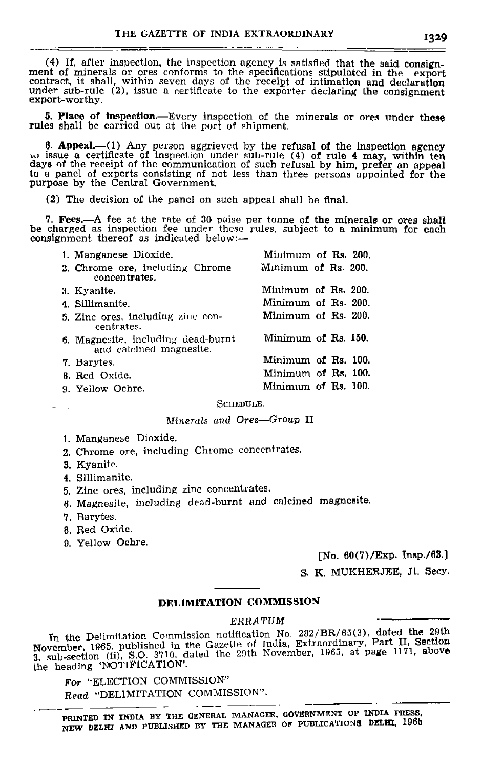(4) If, after inspection, the inspection agency is satisfied that the said consignment of minerals or ores conforms to the specifications stipulated in the export contract, it shall, within seven days of the receipt of intimation and declaration under sub-rule (2), issue a certificate to the exporter declaring the consignment export-worthy.

**5. Place of inspection.**—Every inspection of the minerals or ores under these rules shall be carried out at the port of shipment.

**6. Appeal.**—(1) Any person aggrieved by the refusal of the inspection agency to issue a certificate of inspection under sub-rule (4) of rule 4 may, within ten days of the receipt of the communication of such refusal by him, prefer an appeal to a panel of experts consisting of not less than three persons appointed for the purpose by the Central Government.

(2) The decision of the panel on such appeal shall be final.

**7. Fees.**—A fee at the rate of 30 paise per tonne of the minerals or ores shall be charged as inspection fee under these rules, subject to a minimum for each consignment thereof as indicated below:—

| | |
|---|---|
| 1. Manganese Dioxide. | Minimum of Rs. 200. |
| 2. Chrome ore, including Chrome concentrates. | Minimum of Rs. 200. |
| 3. Kyanite. | Minimum of Rs. 200. |
| 4. Sillimanite. | Minimum of Rs. 200. |
| 5. Zinc ores, including zinc concentrates. | Minimum of Rs. 200. |
| 6. Magnesite, including dead-burnt and calcined magnesite. | Minimum of Rs. 150. |
| 7. Barytes. | Minimum of Rs. 100. |
| 8. Red Oxide. | Minimum of Rs. 100. |
| 9. Yellow Ochre. | Minimum of Rs. 100. |

SCHEDULE.

*Minerals and Ores—Group* II

1. Manganese Dioxide.
2. Chrome ore, including Chrome concentrates.
3. Kyanite.
4. Sillimanite.
5. Zinc ores, including zinc concentrates.
6. Magnesite, including dead-burnt and calcined magnesite.
7. Barytes.
8. Red Oxide.
9. Yellow Ochre.

[No. 60(7)/Exp. Insp./63.]

S. K. MUKHERJEE, Jt. Secy.

## DELIMITATION COMMISSION

*ERRATUM*

In the Delimitation Commission notification No. 282/BR/65(3), dated the 29th November, 1965, published in the Gazette of India, Extraordinary, Part II, Section 3, sub-section (ii), S.O. 3710, dated the 29th November, 1965, at page 1171, above the heading 'NOTIFICATION'.

*For* "ELECTION COMMISSION"

*Read* "DELIMITATION COMMISSION".

PRINTED IN INDIA BY THE GENERAL MANAGER, GOVERNMENT OF INDIA PRESS, NEW DELHI AND PUBLISHED BY THE MANAGER OF PUBLICATIONS DELHI, 1965